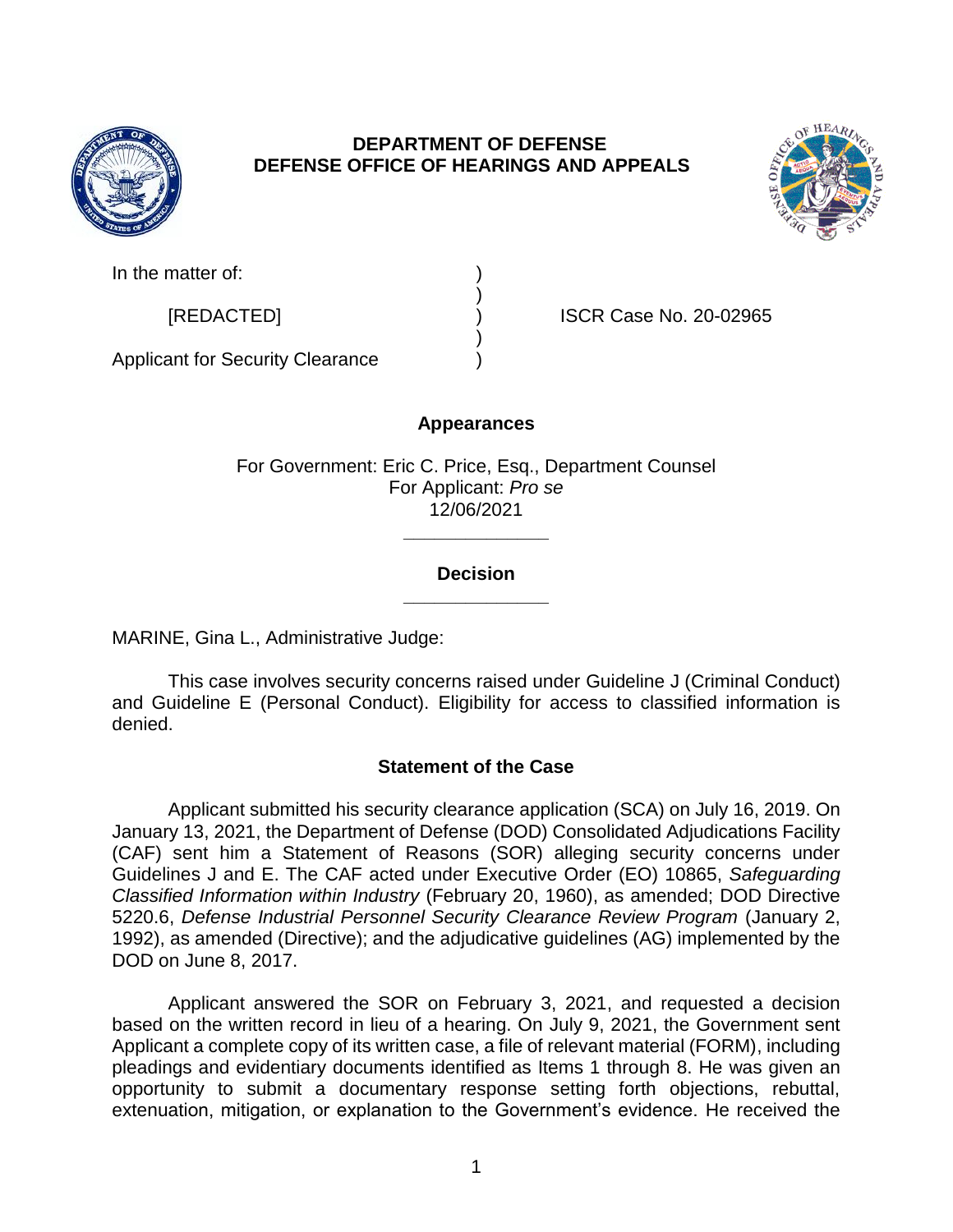# DEPARTMENT OF DEFENSE
# DEFENSE OFFICE OF HEARINGS AND APPEALS

In the matter of: )
)
[REDACTED] ) ISCR Case No. 20-02965
)
Applicant for Security Clearance )

## Appearances

For Government: Eric C. Price, Esq., Department Counsel
For Applicant: *Pro se*
12/06/2021

______________

## Decision

______________

MARINE, Gina L., Administrative Judge:

This case involves security concerns raised under Guideline J (Criminal Conduct) and Guideline E (Personal Conduct). Eligibility for access to classified information is denied.

## Statement of the Case

Applicant submitted his security clearance application (SCA) on July 16, 2019. On January 13, 2021, the Department of Defense (DOD) Consolidated Adjudications Facility (CAF) sent him a Statement of Reasons (SOR) alleging security concerns under Guidelines J and E. The CAF acted under Executive Order (EO) 10865, *Safeguarding Classified Information within Industry* (February 20, 1960), as amended; DOD Directive 5220.6, *Defense Industrial Personnel Security Clearance Review Program* (January 2, 1992), as amended (Directive); and the adjudicative guidelines (AG) implemented by the DOD on June 8, 2017.

Applicant answered the SOR on February 3, 2021, and requested a decision based on the written record in lieu of a hearing. On July 9, 2021, the Government sent Applicant a complete copy of its written case, a file of relevant material (FORM), including pleadings and evidentiary documents identified as Items 1 through 8. He was given an opportunity to submit a documentary response setting forth objections, rebuttal, extenuation, mitigation, or explanation to the Government's evidence. He received the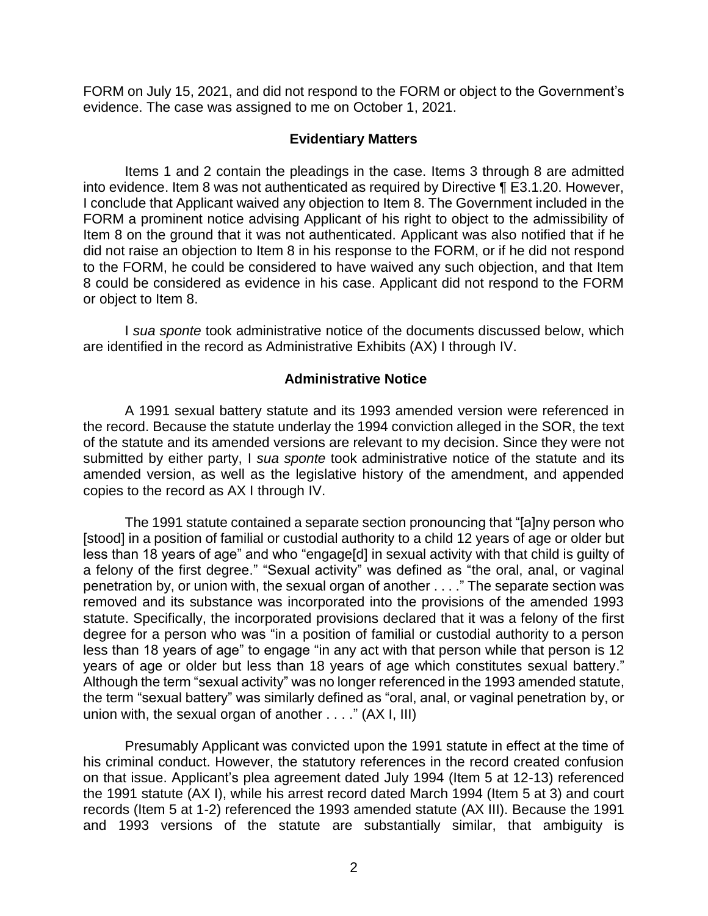FORM on July 15, 2021, and did not respond to the FORM or object to the Government's evidence. The case was assigned to me on October 1, 2021.

## Evidentiary Matters

Items 1 and 2 contain the pleadings in the case. Items 3 through 8 are admitted into evidence. Item 8 was not authenticated as required by Directive ¶ E3.1.20. However, I conclude that Applicant waived any objection to Item 8. The Government included in the FORM a prominent notice advising Applicant of his right to object to the admissibility of Item 8 on the ground that it was not authenticated. Applicant was also notified that if he did not raise an objection to Item 8 in his response to the FORM, or if he did not respond to the FORM, he could be considered to have waived any such objection, and that Item 8 could be considered as evidence in his case. Applicant did not respond to the FORM or object to Item 8.

I *sua sponte* took administrative notice of the documents discussed below, which are identified in the record as Administrative Exhibits (AX) I through IV.

## Administrative Notice

A 1991 sexual battery statute and its 1993 amended version were referenced in the record. Because the statute underlay the 1994 conviction alleged in the SOR, the text of the statute and its amended versions are relevant to my decision. Since they were not submitted by either party, I *sua sponte* took administrative notice of the statute and its amended version, as well as the legislative history of the amendment, and appended copies to the record as AX I through IV.

The 1991 statute contained a separate section pronouncing that "[a]ny person who [stood] in a position of familial or custodial authority to a child 12 years of age or older but less than 18 years of age" and who "engage[d] in sexual activity with that child is guilty of a felony of the first degree." "Sexual activity" was defined as "the oral, anal, or vaginal penetration by, or union with, the sexual organ of another . . . ." The separate section was removed and its substance was incorporated into the provisions of the amended 1993 statute. Specifically, the incorporated provisions declared that it was a felony of the first degree for a person who was "in a position of familial or custodial authority to a person less than 18 years of age" to engage "in any act with that person while that person is 12 years of age or older but less than 18 years of age which constitutes sexual battery." Although the term "sexual activity" was no longer referenced in the 1993 amended statute, the term "sexual battery" was similarly defined as "oral, anal, or vaginal penetration by, or union with, the sexual organ of another . . . ." (AX I, III)

Presumably Applicant was convicted upon the 1991 statute in effect at the time of his criminal conduct. However, the statutory references in the record created confusion on that issue. Applicant's plea agreement dated July 1994 (Item 5 at 12-13) referenced the 1991 statute (AX I), while his arrest record dated March 1994 (Item 5 at 3) and court records (Item 5 at 1-2) referenced the 1993 amended statute (AX III). Because the 1991 and 1993 versions of the statute are substantially similar, that ambiguity is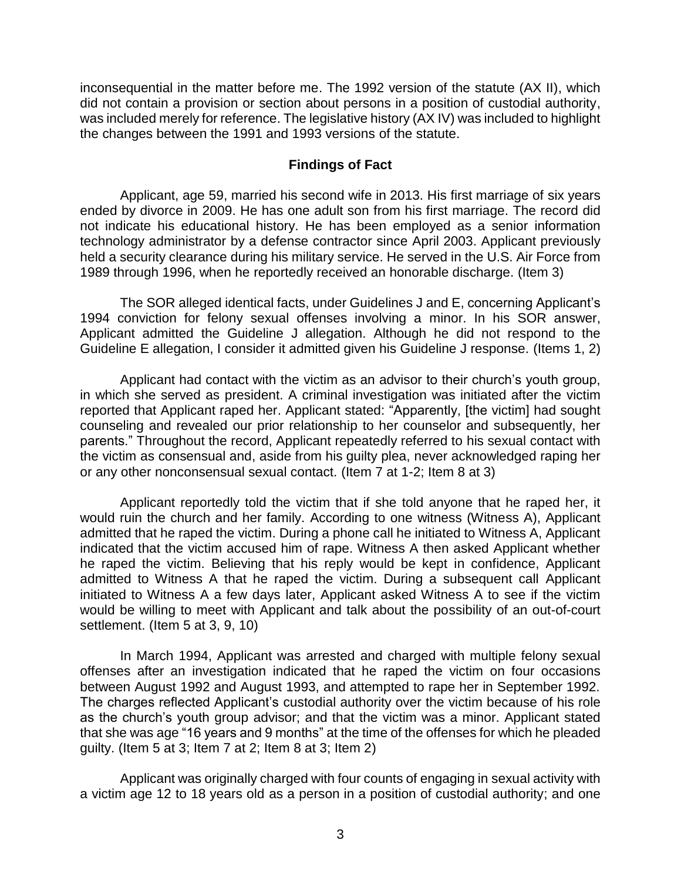inconsequential in the matter before me. The 1992 version of the statute (AX II), which did not contain a provision or section about persons in a position of custodial authority, was included merely for reference. The legislative history (AX IV) was included to highlight the changes between the 1991 and 1993 versions of the statute.

## Findings of Fact

Applicant, age 59, married his second wife in 2013. His first marriage of six years ended by divorce in 2009. He has one adult son from his first marriage. The record did not indicate his educational history. He has been employed as a senior information technology administrator by a defense contractor since April 2003. Applicant previously held a security clearance during his military service. He served in the U.S. Air Force from 1989 through 1996, when he reportedly received an honorable discharge. (Item 3)

The SOR alleged identical facts, under Guidelines J and E, concerning Applicant's 1994 conviction for felony sexual offenses involving a minor. In his SOR answer, Applicant admitted the Guideline J allegation. Although he did not respond to the Guideline E allegation, I consider it admitted given his Guideline J response. (Items 1, 2)

Applicant had contact with the victim as an advisor to their church's youth group, in which she served as president. A criminal investigation was initiated after the victim reported that Applicant raped her. Applicant stated: "Apparently, [the victim] had sought counseling and revealed our prior relationship to her counselor and subsequently, her parents." Throughout the record, Applicant repeatedly referred to his sexual contact with the victim as consensual and, aside from his guilty plea, never acknowledged raping her or any other nonconsensual sexual contact. (Item 7 at 1-2; Item 8 at 3)

Applicant reportedly told the victim that if she told anyone that he raped her, it would ruin the church and her family. According to one witness (Witness A), Applicant admitted that he raped the victim. During a phone call he initiated to Witness A, Applicant indicated that the victim accused him of rape. Witness A then asked Applicant whether he raped the victim. Believing that his reply would be kept in confidence, Applicant admitted to Witness A that he raped the victim. During a subsequent call Applicant initiated to Witness A a few days later, Applicant asked Witness A to see if the victim would be willing to meet with Applicant and talk about the possibility of an out-of-court settlement. (Item 5 at 3, 9, 10)

In March 1994, Applicant was arrested and charged with multiple felony sexual offenses after an investigation indicated that he raped the victim on four occasions between August 1992 and August 1993, and attempted to rape her in September 1992. The charges reflected Applicant's custodial authority over the victim because of his role as the church's youth group advisor; and that the victim was a minor. Applicant stated that she was age "16 years and 9 months" at the time of the offenses for which he pleaded guilty. (Item 5 at 3; Item 7 at 2; Item 8 at 3; Item 2)

Applicant was originally charged with four counts of engaging in sexual activity with a victim age 12 to 18 years old as a person in a position of custodial authority; and one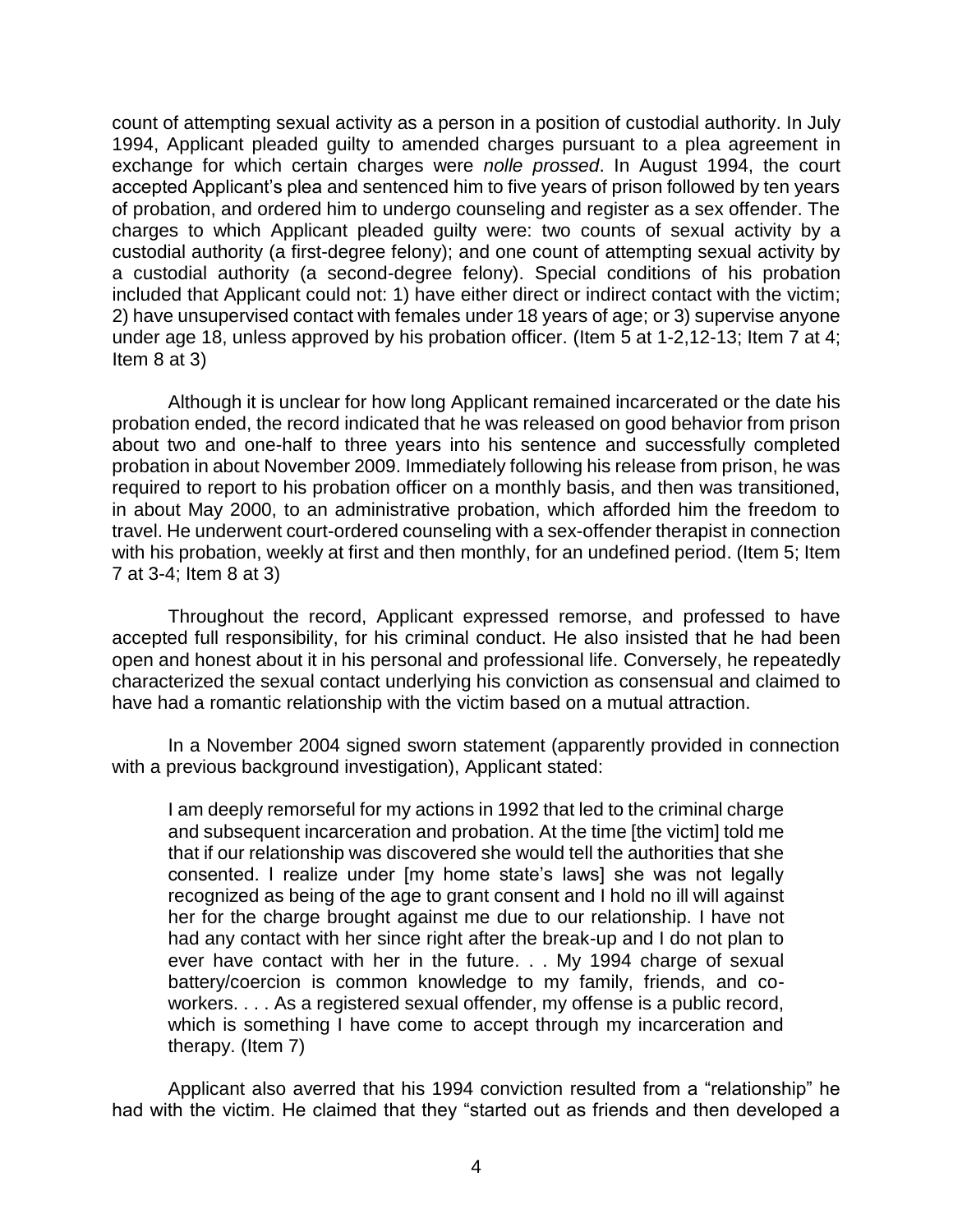count of attempting sexual activity as a person in a position of custodial authority. In July 1994, Applicant pleaded guilty to amended charges pursuant to a plea agreement in exchange for which certain charges were *nolle prossed*. In August 1994, the court accepted Applicant's plea and sentenced him to five years of prison followed by ten years of probation, and ordered him to undergo counseling and register as a sex offender. The charges to which Applicant pleaded guilty were: two counts of sexual activity by a custodial authority (a first-degree felony); and one count of attempting sexual activity by a custodial authority (a second-degree felony). Special conditions of his probation included that Applicant could not: 1) have either direct or indirect contact with the victim; 2) have unsupervised contact with females under 18 years of age; or 3) supervise anyone under age 18, unless approved by his probation officer. (Item 5 at 1-2,12-13; Item 7 at 4; Item 8 at 3)

Although it is unclear for how long Applicant remained incarcerated or the date his probation ended, the record indicated that he was released on good behavior from prison about two and one-half to three years into his sentence and successfully completed probation in about November 2009. Immediately following his release from prison, he was required to report to his probation officer on a monthly basis, and then was transitioned, in about May 2000, to an administrative probation, which afforded him the freedom to travel. He underwent court-ordered counseling with a sex-offender therapist in connection with his probation, weekly at first and then monthly, for an undefined period. (Item 5; Item 7 at 3-4; Item 8 at 3)

Throughout the record, Applicant expressed remorse, and professed to have accepted full responsibility, for his criminal conduct. He also insisted that he had been open and honest about it in his personal and professional life. Conversely, he repeatedly characterized the sexual contact underlying his conviction as consensual and claimed to have had a romantic relationship with the victim based on a mutual attraction.

In a November 2004 signed sworn statement (apparently provided in connection with a previous background investigation), Applicant stated:

> I am deeply remorseful for my actions in 1992 that led to the criminal charge and subsequent incarceration and probation. At the time [the victim] told me that if our relationship was discovered she would tell the authorities that she consented. I realize under [my home state's laws] she was not legally recognized as being of the age to grant consent and I hold no ill will against her for the charge brought against me due to our relationship. I have not had any contact with her since right after the break-up and I do not plan to ever have contact with her in the future. . . My 1994 charge of sexual battery/coercion is common knowledge to my family, friends, and co-workers. . . . As a registered sexual offender, my offense is a public record, which is something I have come to accept through my incarceration and therapy. (Item 7)

Applicant also averred that his 1994 conviction resulted from a "relationship" he had with the victim. He claimed that they "started out as friends and then developed a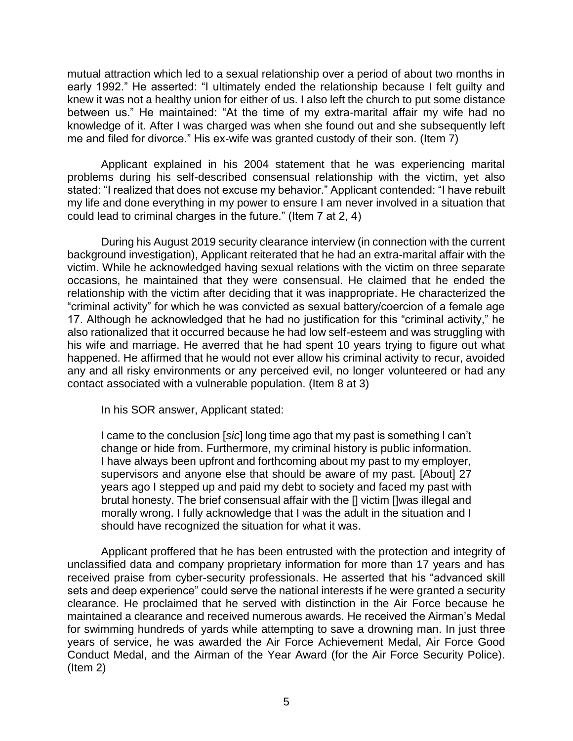mutual attraction which led to a sexual relationship over a period of about two months in early 1992." He asserted: "I ultimately ended the relationship because I felt guilty and knew it was not a healthy union for either of us. I also left the church to put some distance between us." He maintained: "At the time of my extra-marital affair my wife had no knowledge of it. After I was charged was when she found out and she subsequently left me and filed for divorce." His ex-wife was granted custody of their son. (Item 7)

Applicant explained in his 2004 statement that he was experiencing marital problems during his self-described consensual relationship with the victim, yet also stated: "I realized that does not excuse my behavior." Applicant contended: "I have rebuilt my life and done everything in my power to ensure I am never involved in a situation that could lead to criminal charges in the future." (Item 7 at 2, 4)

During his August 2019 security clearance interview (in connection with the current background investigation), Applicant reiterated that he had an extra-marital affair with the victim. While he acknowledged having sexual relations with the victim on three separate occasions, he maintained that they were consensual. He claimed that he ended the relationship with the victim after deciding that it was inappropriate. He characterized the "criminal activity" for which he was convicted as sexual battery/coercion of a female age 17. Although he acknowledged that he had no justification for this "criminal activity," he also rationalized that it occurred because he had low self-esteem and was struggling with his wife and marriage. He averred that he had spent 10 years trying to figure out what happened. He affirmed that he would not ever allow his criminal activity to recur, avoided any and all risky environments or any perceived evil, no longer volunteered or had any contact associated with a vulnerable population. (Item 8 at 3)

In his SOR answer, Applicant stated:

> I came to the conclusion [*sic*] long time ago that my past is something I can't change or hide from. Furthermore, my criminal history is public information. I have always been upfront and forthcoming about my past to my employer, supervisors and anyone else that should be aware of my past. [About] 27 years ago I stepped up and paid my debt to society and faced my past with brutal honesty. The brief consensual affair with the [] victim []was illegal and morally wrong. I fully acknowledge that I was the adult in the situation and I should have recognized the situation for what it was.

Applicant proffered that he has been entrusted with the protection and integrity of unclassified data and company proprietary information for more than 17 years and has received praise from cyber-security professionals. He asserted that his "advanced skill sets and deep experience" could serve the national interests if he were granted a security clearance. He proclaimed that he served with distinction in the Air Force because he maintained a clearance and received numerous awards. He received the Airman's Medal for swimming hundreds of yards while attempting to save a drowning man. In just three years of service, he was awarded the Air Force Achievement Medal, Air Force Good Conduct Medal, and the Airman of the Year Award (for the Air Force Security Police). (Item 2)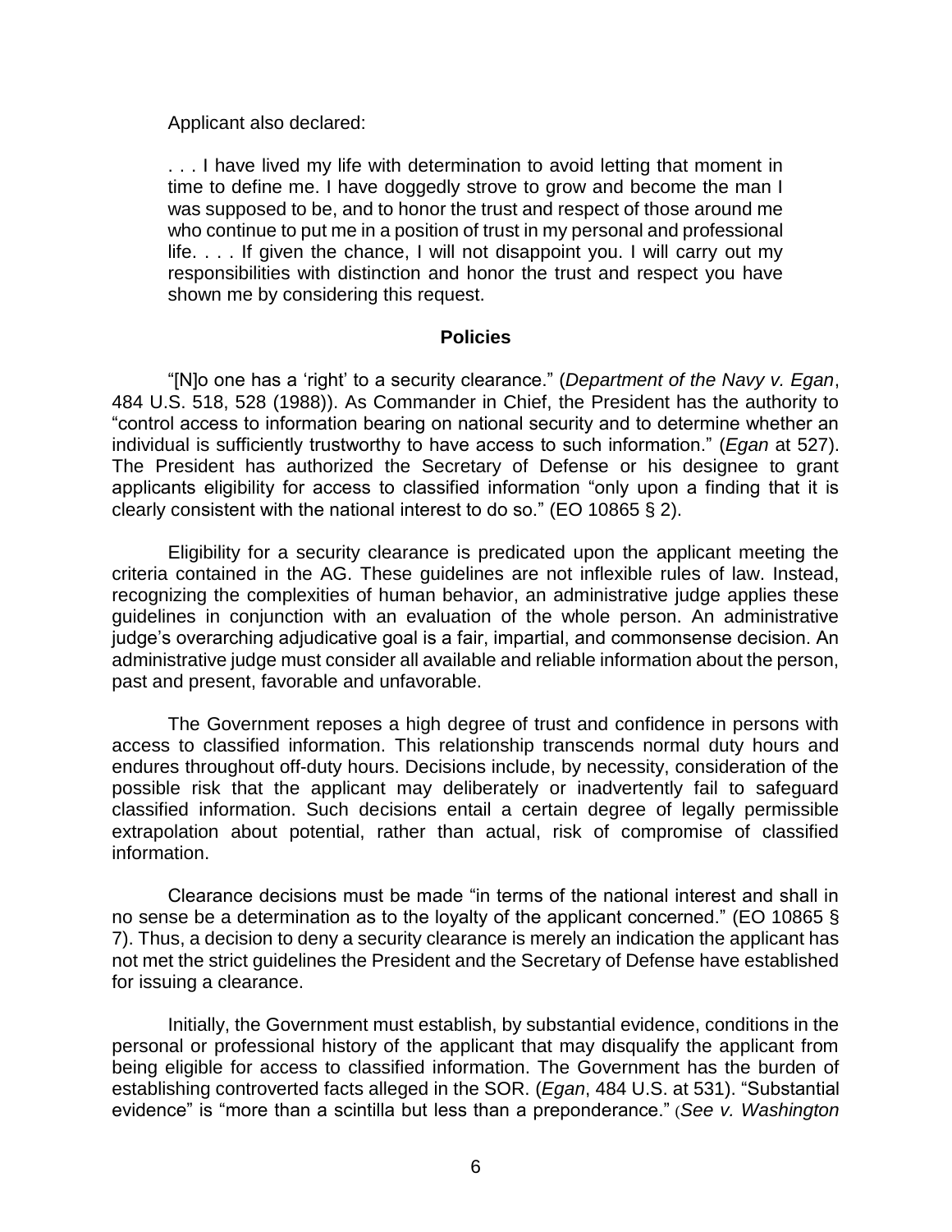Applicant also declared:

> . . . I have lived my life with determination to avoid letting that moment in time to define me. I have doggedly strove to grow and become the man I was supposed to be, and to honor the trust and respect of those around me who continue to put me in a position of trust in my personal and professional life. . . . If given the chance, I will not disappoint you. I will carry out my responsibilities with distinction and honor the trust and respect you have shown me by considering this request.

## Policies

"[N]o one has a 'right' to a security clearance." (*Department of the Navy v. Egan*, 484 U.S. 518, 528 (1988)). As Commander in Chief, the President has the authority to "control access to information bearing on national security and to determine whether an individual is sufficiently trustworthy to have access to such information." (*Egan* at 527). The President has authorized the Secretary of Defense or his designee to grant applicants eligibility for access to classified information "only upon a finding that it is clearly consistent with the national interest to do so." (EO 10865 § 2).

Eligibility for a security clearance is predicated upon the applicant meeting the criteria contained in the AG. These guidelines are not inflexible rules of law. Instead, recognizing the complexities of human behavior, an administrative judge applies these guidelines in conjunction with an evaluation of the whole person. An administrative judge's overarching adjudicative goal is a fair, impartial, and commonsense decision. An administrative judge must consider all available and reliable information about the person, past and present, favorable and unfavorable.

The Government reposes a high degree of trust and confidence in persons with access to classified information. This relationship transcends normal duty hours and endures throughout off-duty hours. Decisions include, by necessity, consideration of the possible risk that the applicant may deliberately or inadvertently fail to safeguard classified information. Such decisions entail a certain degree of legally permissible extrapolation about potential, rather than actual, risk of compromise of classified information.

Clearance decisions must be made "in terms of the national interest and shall in no sense be a determination as to the loyalty of the applicant concerned." (EO 10865 § 7). Thus, a decision to deny a security clearance is merely an indication the applicant has not met the strict guidelines the President and the Secretary of Defense have established for issuing a clearance.

Initially, the Government must establish, by substantial evidence, conditions in the personal or professional history of the applicant that may disqualify the applicant from being eligible for access to classified information. The Government has the burden of establishing controverted facts alleged in the SOR. (*Egan*, 484 U.S. at 531). "Substantial evidence" is "more than a scintilla but less than a preponderance." (*See v. Washington*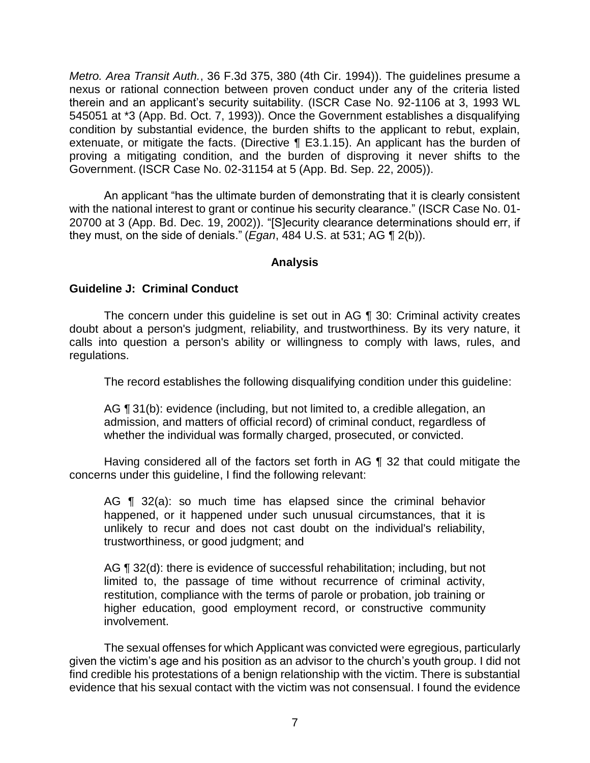*Metro. Area Transit Auth.*, 36 F.3d 375, 380 (4th Cir. 1994)). The guidelines presume a nexus or rational connection between proven conduct under any of the criteria listed therein and an applicant's security suitability. (ISCR Case No. 92-1106 at 3, 1993 WL 545051 at *3 (App. Bd. Oct. 7, 1993)). Once the Government establishes a disqualifying condition by substantial evidence, the burden shifts to the applicant to rebut, explain, extenuate, or mitigate the facts. (Directive ¶ E3.1.15). An applicant has the burden of proving a mitigating condition, and the burden of disproving it never shifts to the Government. (ISCR Case No. 02-31154 at 5 (App. Bd. Sep. 22, 2005)).

An applicant "has the ultimate burden of demonstrating that it is clearly consistent with the national interest to grant or continue his security clearance." (ISCR Case No. 01-20700 at 3 (App. Bd. Dec. 19, 2002)). "[S]ecurity clearance determinations should err, if they must, on the side of denials." (*Egan*, 484 U.S. at 531; AG ¶ 2(b)).

## Analysis

### Guideline J: Criminal Conduct

The concern under this guideline is set out in AG ¶ 30: Criminal activity creates doubt about a person's judgment, reliability, and trustworthiness. By its very nature, it calls into question a person's ability or willingness to comply with laws, rules, and regulations.

The record establishes the following disqualifying condition under this guideline:

> AG ¶ 31(b): evidence (including, but not limited to, a credible allegation, an admission, and matters of official record) of criminal conduct, regardless of whether the individual was formally charged, prosecuted, or convicted.

Having considered all of the factors set forth in AG ¶ 32 that could mitigate the concerns under this guideline, I find the following relevant:

> AG ¶ 32(a): so much time has elapsed since the criminal behavior happened, or it happened under such unusual circumstances, that it is unlikely to recur and does not cast doubt on the individual's reliability, trustworthiness, or good judgment; and
>
> AG ¶ 32(d): there is evidence of successful rehabilitation; including, but not limited to, the passage of time without recurrence of criminal activity, restitution, compliance with the terms of parole or probation, job training or higher education, good employment record, or constructive community involvement.

The sexual offenses for which Applicant was convicted were egregious, particularly given the victim's age and his position as an advisor to the church's youth group. I did not find credible his protestations of a benign relationship with the victim. There is substantial evidence that his sexual contact with the victim was not consensual. I found the evidence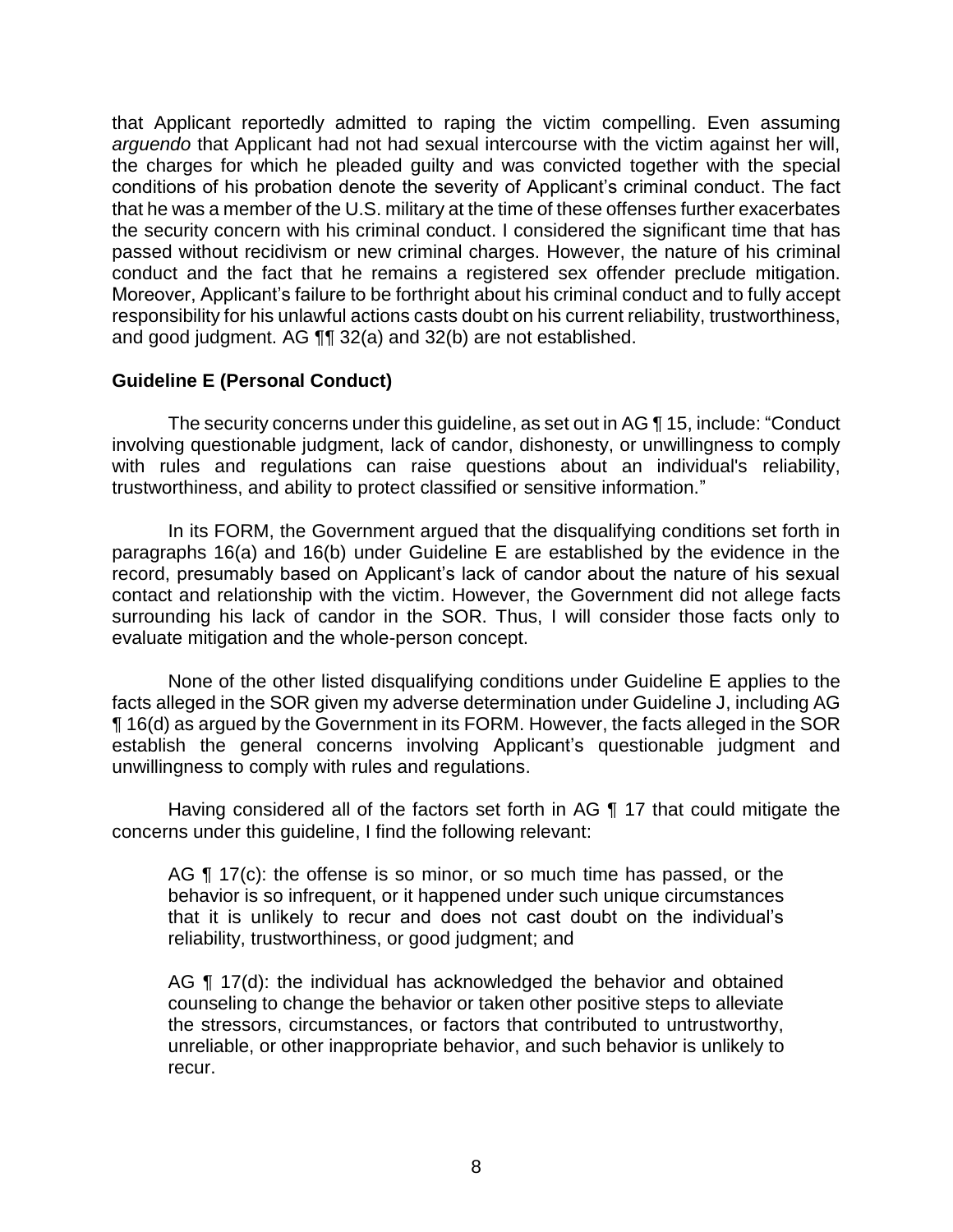that Applicant reportedly admitted to raping the victim compelling. Even assuming *arguendo* that Applicant had not had sexual intercourse with the victim against her will, the charges for which he pleaded guilty and was convicted together with the special conditions of his probation denote the severity of Applicant's criminal conduct. The fact that he was a member of the U.S. military at the time of these offenses further exacerbates the security concern with his criminal conduct. I considered the significant time that has passed without recidivism or new criminal charges. However, the nature of his criminal conduct and the fact that he remains a registered sex offender preclude mitigation. Moreover, Applicant's failure to be forthright about his criminal conduct and to fully accept responsibility for his unlawful actions casts doubt on his current reliability, trustworthiness, and good judgment. AG ¶¶ 32(a) and 32(b) are not established.

**Guideline E (Personal Conduct)**

The security concerns under this guideline, as set out in AG ¶ 15, include: "Conduct involving questionable judgment, lack of candor, dishonesty, or unwillingness to comply with rules and regulations can raise questions about an individual's reliability, trustworthiness, and ability to protect classified or sensitive information."

In its FORM, the Government argued that the disqualifying conditions set forth in paragraphs 16(a) and 16(b) under Guideline E are established by the evidence in the record, presumably based on Applicant's lack of candor about the nature of his sexual contact and relationship with the victim. However, the Government did not allege facts surrounding his lack of candor in the SOR. Thus, I will consider those facts only to evaluate mitigation and the whole-person concept.

None of the other listed disqualifying conditions under Guideline E applies to the facts alleged in the SOR given my adverse determination under Guideline J, including AG ¶ 16(d) as argued by the Government in its FORM. However, the facts alleged in the SOR establish the general concerns involving Applicant's questionable judgment and unwillingness to comply with rules and regulations.

Having considered all of the factors set forth in AG ¶ 17 that could mitigate the concerns under this guideline, I find the following relevant:

> AG ¶ 17(c): the offense is so minor, or so much time has passed, or the behavior is so infrequent, or it happened under such unique circumstances that it is unlikely to recur and does not cast doubt on the individual's reliability, trustworthiness, or good judgment; and
>
> AG ¶ 17(d): the individual has acknowledged the behavior and obtained counseling to change the behavior or taken other positive steps to alleviate the stressors, circumstances, or factors that contributed to untrustworthy, unreliable, or other inappropriate behavior, and such behavior is unlikely to recur.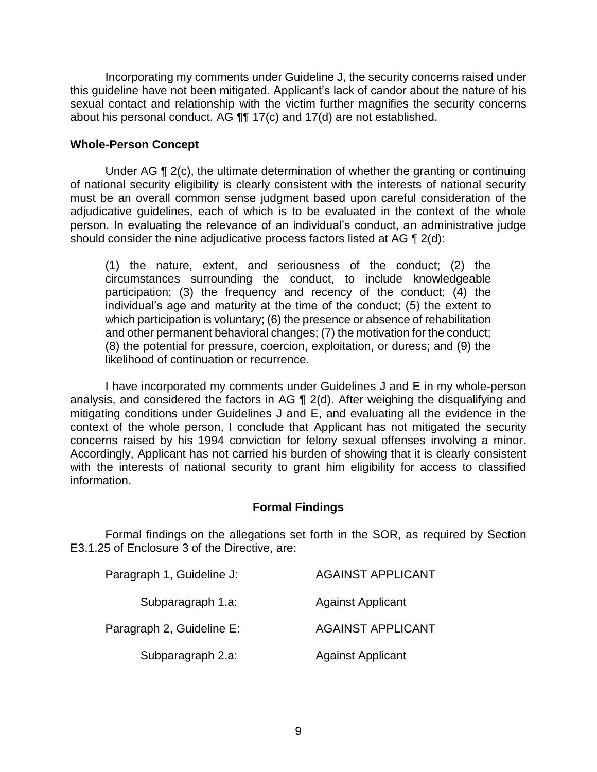Incorporating my comments under Guideline J, the security concerns raised under this guideline have not been mitigated. Applicant's lack of candor about the nature of his sexual contact and relationship with the victim further magnifies the security concerns about his personal conduct. AG ¶¶ 17(c) and 17(d) are not established.

**Whole-Person Concept**

Under AG ¶ 2(c), the ultimate determination of whether the granting or continuing of national security eligibility is clearly consistent with the interests of national security must be an overall common sense judgment based upon careful consideration of the adjudicative guidelines, each of which is to be evaluated in the context of the whole person. In evaluating the relevance of an individual's conduct, an administrative judge should consider the nine adjudicative process factors listed at AG ¶ 2(d):

> (1) the nature, extent, and seriousness of the conduct; (2) the circumstances surrounding the conduct, to include knowledgeable participation; (3) the frequency and recency of the conduct; (4) the individual's age and maturity at the time of the conduct; (5) the extent to which participation is voluntary; (6) the presence or absence of rehabilitation and other permanent behavioral changes; (7) the motivation for the conduct; (8) the potential for pressure, coercion, exploitation, or duress; and (9) the likelihood of continuation or recurrence.

I have incorporated my comments under Guidelines J and E in my whole-person analysis, and considered the factors in AG ¶ 2(d). After weighing the disqualifying and mitigating conditions under Guidelines J and E, and evaluating all the evidence in the context of the whole person, I conclude that Applicant has not mitigated the security concerns raised by his 1994 conviction for felony sexual offenses involving a minor. Accordingly, Applicant has not carried his burden of showing that it is clearly consistent with the interests of national security to grant him eligibility for access to classified information.

**Formal Findings**

Formal findings on the allegations set forth in the SOR, as required by Section E3.1.25 of Enclosure 3 of the Directive, are:

| | |
|---|---|
| Paragraph 1, Guideline J: | AGAINST APPLICANT |
| Subparagraph 1.a: | Against Applicant |
| Paragraph 2, Guideline E: | AGAINST APPLICANT |
| Subparagraph 2.a: | Against Applicant |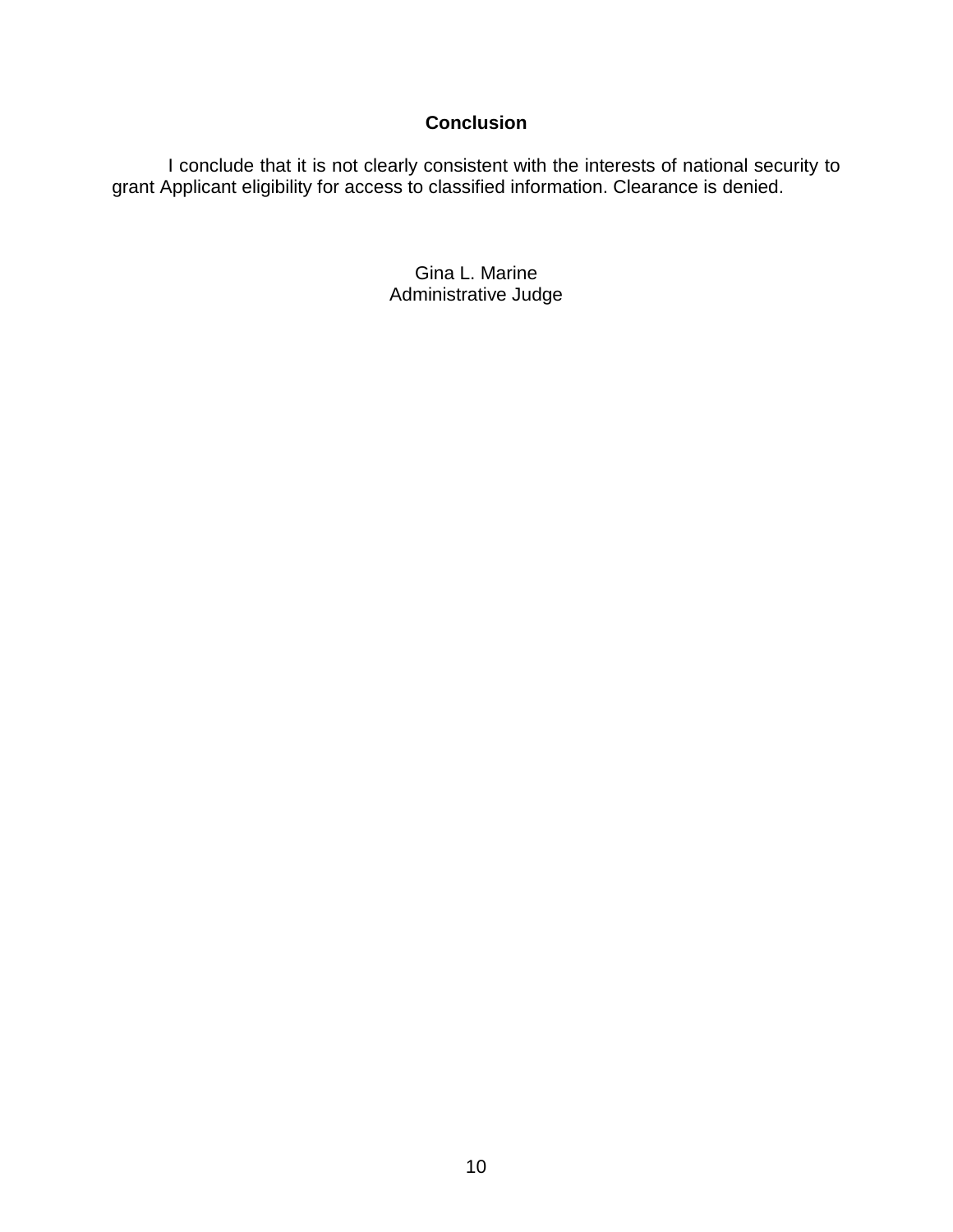## Conclusion

I conclude that it is not clearly consistent with the interests of national security to grant Applicant eligibility for access to classified information. Clearance is denied.

Gina L. Marine
Administrative Judge